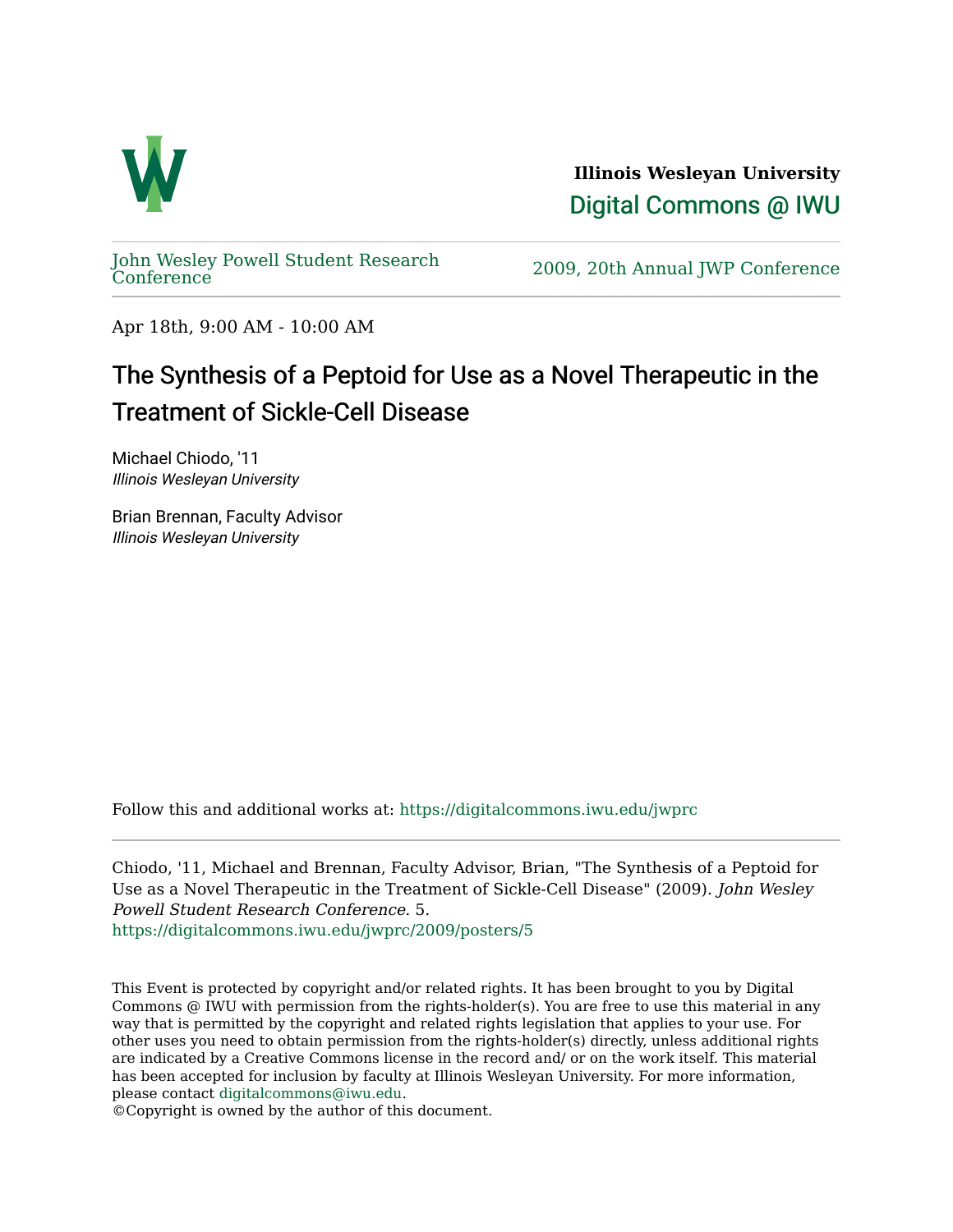**Illinois Wesleyan University**

Digital Commons @ IWU

John Wesley Powell Student Research Conference

2009, 20th Annual JWP Conference

Apr 18th, 9:00 AM - 10:00 AM

# The Synthesis of a Peptoid for Use as a Novel Therapeutic in the Treatment of Sickle-Cell Disease

Michael Chiodo, '11
*Illinois Wesleyan University*

Brian Brennan, Faculty Advisor
*Illinois Wesleyan University*

Follow this and additional works at: https://digitalcommons.iwu.edu/jwprc

Chiodo, '11, Michael and Brennan, Faculty Advisor, Brian, "The Synthesis of a Peptoid for Use as a Novel Therapeutic in the Treatment of Sickle-Cell Disease" (2009). *John Wesley Powell Student Research Conference*. 5.
https://digitalcommons.iwu.edu/jwprc/2009/posters/5

This Event is protected by copyright and/or related rights. It has been brought to you by Digital Commons @ IWU with permission from the rights-holder(s). You are free to use this material in any way that is permitted by the copyright and related rights legislation that applies to your use. For other uses you need to obtain permission from the rights-holder(s) directly, unless additional rights are indicated by a Creative Commons license in the record and/ or on the work itself. This material has been accepted for inclusion by faculty at Illinois Wesleyan University. For more information, please contact digitalcommons@iwu.edu.
©Copyright is owned by the author of this document.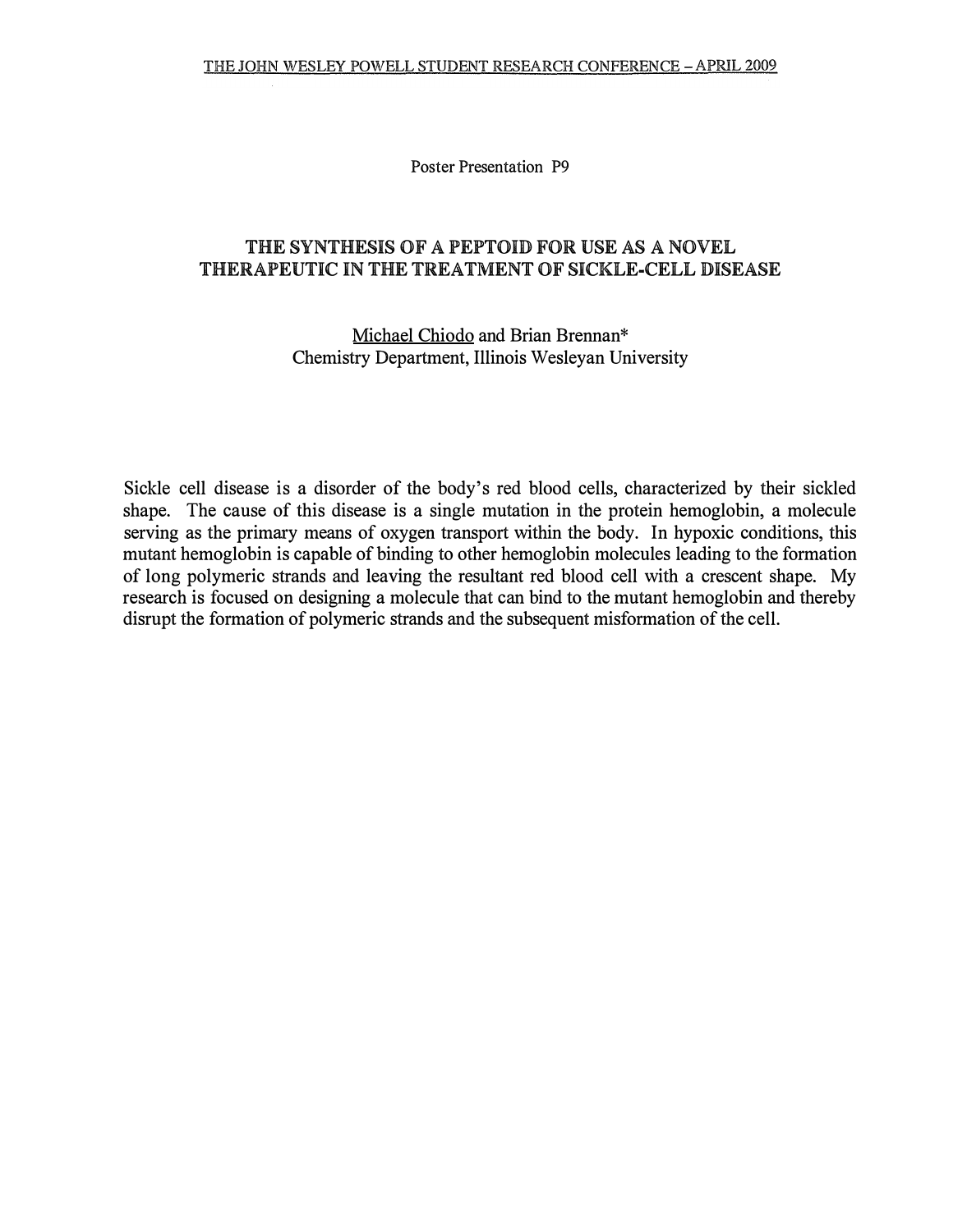Poster Presentation P9

## THE SYNTHESIS OF A PEPTOID FOR USE AS A NOVEL THERAPEUTIC IN THE TREATMENT OF SICKLE-CELL DISEASE

Michael Chiodo and Brian Brennan*
Chemistry Department, Illinois Wesleyan University

Sickle cell disease is a disorder of the body's red blood cells, characterized by their sickled shape. The cause of this disease is a single mutation in the protein hemoglobin, a molecule serving as the primary means of oxygen transport within the body. In hypoxic conditions, this mutant hemoglobin is capable of binding to other hemoglobin molecules leading to the formation of long polymeric strands and leaving the resultant red blood cell with a crescent shape. My research is focused on designing a molecule that can bind to the mutant hemoglobin and thereby disrupt the formation of polymeric strands and the subsequent misformation of the cell.